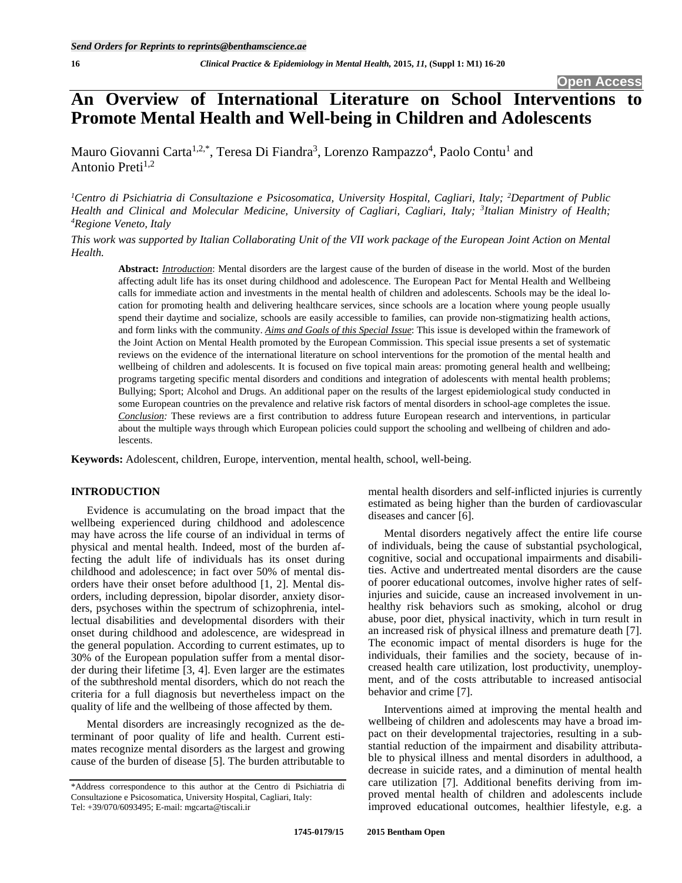Open Access

# An Overview of International Literature on School Interventions to Promote Mental Health and Well-being in Children and Adolescents

Mauro Giovanni Carta[1,2,*], Teresa Di Fiandra[3], Lorenzo Rampazzo[4], Paolo Contu[1] and Antonio Preti[1,2]

*[1]Centro di Psichiatria di Consultazione e Psicosomatica, University Hospital, Cagliari, Italy; [2]Department of Public Health and Clinical and Molecular Medicine, University of Cagliari, Cagliari, Italy; [3]Italian Ministry of Health; [4]Regione Veneto, Italy*

*This work was supported by Italian Collaborating Unit of the VII work package of the European Joint Action on Mental Health.*

**Abstract:** ***Introduction***: Mental disorders are the largest cause of the burden of disease in the world. Most of the burden affecting adult life has its onset during childhood and adolescence. The European Pact for Mental Health and Wellbeing calls for immediate action and investments in the mental health of children and adolescents. Schools may be the ideal location for promoting health and delivering healthcare services, since schools are a location where young people usually spend their daytime and socialize, schools are easily accessible to families, can provide non-stigmatizing health actions, and form links with the community. ***Aims and Goals of this Special Issue***: This issue is developed within the framework of the Joint Action on Mental Health promoted by the European Commission. This special issue presents a set of systematic reviews on the evidence of the international literature on school interventions for the promotion of the mental health and wellbeing of children and adolescents. It is focused on five topical main areas: promoting general health and wellbeing; programs targeting specific mental disorders and conditions and integration of adolescents with mental health problems; Bullying; Sport; Alcohol and Drugs. An additional paper on the results of the largest epidemiological study conducted in some European countries on the prevalence and relative risk factors of mental disorders in school-age completes the issue. ***Conclusion:*** These reviews are a first contribution to address future European research and interventions, in particular about the multiple ways through which European policies could support the schooling and wellbeing of children and adolescents.

**Keywords:** Adolescent, children, Europe, intervention, mental health, school, well-being.

## INTRODUCTION

Evidence is accumulating on the broad impact that the wellbeing experienced during childhood and adolescence may have across the life course of an individual in terms of physical and mental health. Indeed, most of the burden affecting the adult life of individuals has its onset during childhood and adolescence; in fact over 50% of mental disorders have their onset before adulthood [1, 2]. Mental disorders, including depression, bipolar disorder, anxiety disorders, psychoses within the spectrum of schizophrenia, intellectual disabilities and developmental disorders with their onset during childhood and adolescence, are widespread in the general population. According to current estimates, up to 30% of the European population suffer from a mental disorder during their lifetime [3, 4]. Even larger are the estimates of the subthreshold mental disorders, which do not reach the criteria for a full diagnosis but nevertheless impact on the quality of life and the wellbeing of those affected by them.

Mental disorders are increasingly recognized as the determinant of poor quality of life and health. Current estimates recognize mental disorders as the largest and growing cause of the burden of disease [5]. The burden attributable to mental health disorders and self-inflicted injuries is currently estimated as being higher than the burden of cardiovascular diseases and cancer [6].

Mental disorders negatively affect the entire life course of individuals, being the cause of substantial psychological, cognitive, social and occupational impairments and disabilities. Active and undertreated mental disorders are the cause of poorer educational outcomes, involve higher rates of self-injuries and suicide, cause an increased involvement in unhealthy risk behaviors such as smoking, alcohol or drug abuse, poor diet, physical inactivity, which in turn result in an increased risk of physical illness and premature death [7]. The economic impact of mental disorders is huge for the individuals, their families and the society, because of increased health care utilization, lost productivity, unemployment, and of the costs attributable to increased antisocial behavior and crime [7].

Interventions aimed at improving the mental health and wellbeing of children and adolescents may have a broad impact on their developmental trajectories, resulting in a substantial reduction of the impairment and disability attributable to physical illness and mental disorders in adulthood, a decrease in suicide rates, and a diminution of mental health care utilization [7]. Additional benefits deriving from improved mental health of children and adolescents include improved educational outcomes, healthier lifestyle, e.g. a

*Address correspondence to this author at the Centro di Psichiatria di Consultazione e Psicosomatica, University Hospital, Cagliari, Italy: Tel: +39/070/6093495; E-mail: mgcarta@tiscali.ir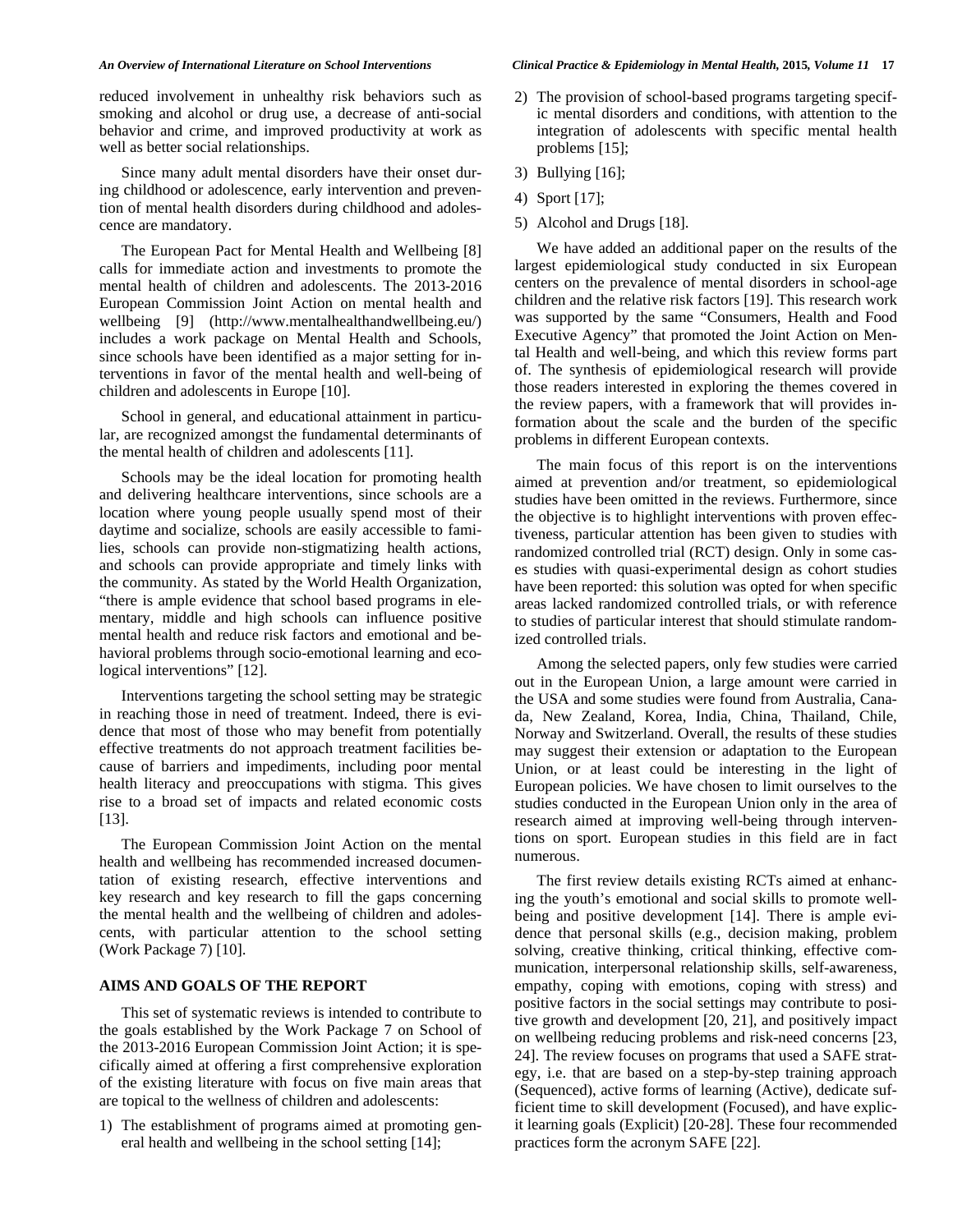reduced involvement in unhealthy risk behaviors such as smoking and alcohol or drug use, a decrease of anti-social behavior and crime, and improved productivity at work as well as better social relationships.

Since many adult mental disorders have their onset during childhood or adolescence, early intervention and prevention of mental health disorders during childhood and adolescence are mandatory.

The European Pact for Mental Health and Wellbeing [8] calls for immediate action and investments to promote the mental health of children and adolescents. The 2013-2016 European Commission Joint Action on mental health and wellbeing [9] (http://www.mentalhealthandwellbeing.eu/) includes a work package on Mental Health and Schools, since schools have been identified as a major setting for interventions in favor of the mental health and well-being of children and adolescents in Europe [10].

School in general, and educational attainment in particular, are recognized amongst the fundamental determinants of the mental health of children and adolescents [11].

Schools may be the ideal location for promoting health and delivering healthcare interventions, since schools are a location where young people usually spend most of their daytime and socialize, schools are easily accessible to families, schools can provide non-stigmatizing health actions, and schools can provide appropriate and timely links with the community. As stated by the World Health Organization, "there is ample evidence that school based programs in elementary, middle and high schools can influence positive mental health and reduce risk factors and emotional and behavioral problems through socio-emotional learning and ecological interventions" [12].

Interventions targeting the school setting may be strategic in reaching those in need of treatment. Indeed, there is evidence that most of those who may benefit from potentially effective treatments do not approach treatment facilities because of barriers and impediments, including poor mental health literacy and preoccupations with stigma. This gives rise to a broad set of impacts and related economic costs [13].

The European Commission Joint Action on the mental health and wellbeing has recommended increased documentation of existing research, effective interventions and key research and key research to fill the gaps concerning the mental health and the wellbeing of children and adolescents, with particular attention to the school setting (Work Package 7) [10].

## AIMS AND GOALS OF THE REPORT

This set of systematic reviews is intended to contribute to the goals established by the Work Package 7 on School of the 2013-2016 European Commission Joint Action; it is specifically aimed at offering a first comprehensive exploration of the existing literature with focus on five main areas that are topical to the wellness of children and adolescents:

1) The establishment of programs aimed at promoting general health and wellbeing in the school setting [14];
2) The provision of school-based programs targeting specific mental disorders and conditions, with attention to the integration of adolescents with specific mental health problems [15];
3) Bullying [16];
4) Sport [17];
5) Alcohol and Drugs [18].

We have added an additional paper on the results of the largest epidemiological study conducted in six European centers on the prevalence of mental disorders in school-age children and the relative risk factors [19]. This research work was supported by the same "Consumers, Health and Food Executive Agency" that promoted the Joint Action on Mental Health and well-being, and which this review forms part of. The synthesis of epidemiological research will provide those readers interested in exploring the themes covered in the review papers, with a framework that will provides information about the scale and the burden of the specific problems in different European contexts.

The main focus of this report is on the interventions aimed at prevention and/or treatment, so epidemiological studies have been omitted in the reviews. Furthermore, since the objective is to highlight interventions with proven effectiveness, particular attention has been given to studies with randomized controlled trial (RCT) design. Only in some cases studies with quasi-experimental design as cohort studies have been reported: this solution was opted for when specific areas lacked randomized controlled trials, or with reference to studies of particular interest that should stimulate randomized controlled trials.

Among the selected papers, only few studies were carried out in the European Union, a large amount were carried in the USA and some studies were found from Australia, Canada, New Zealand, Korea, India, China, Thailand, Chile, Norway and Switzerland. Overall, the results of these studies may suggest their extension or adaptation to the European Union, or at least could be interesting in the light of European policies. We have chosen to limit ourselves to the studies conducted in the European Union only in the area of research aimed at improving well-being through interventions on sport. European studies in this field are in fact numerous.

The first review details existing RCTs aimed at enhancing the youth's emotional and social skills to promote wellbeing and positive development [14]. There is ample evidence that personal skills (e.g., decision making, problem solving, creative thinking, critical thinking, effective communication, interpersonal relationship skills, self-awareness, empathy, coping with emotions, coping with stress) and positive factors in the social settings may contribute to positive growth and development [20, 21], and positively impact on wellbeing reducing problems and risk-need concerns [23, 24]. The review focuses on programs that used a SAFE strategy, i.e. that are based on a step-by-step training approach (Sequenced), active forms of learning (Active), dedicate sufficient time to skill development (Focused), and have explicit learning goals (Explicit) [20-28]. These four recommended practices form the acronym SAFE [22].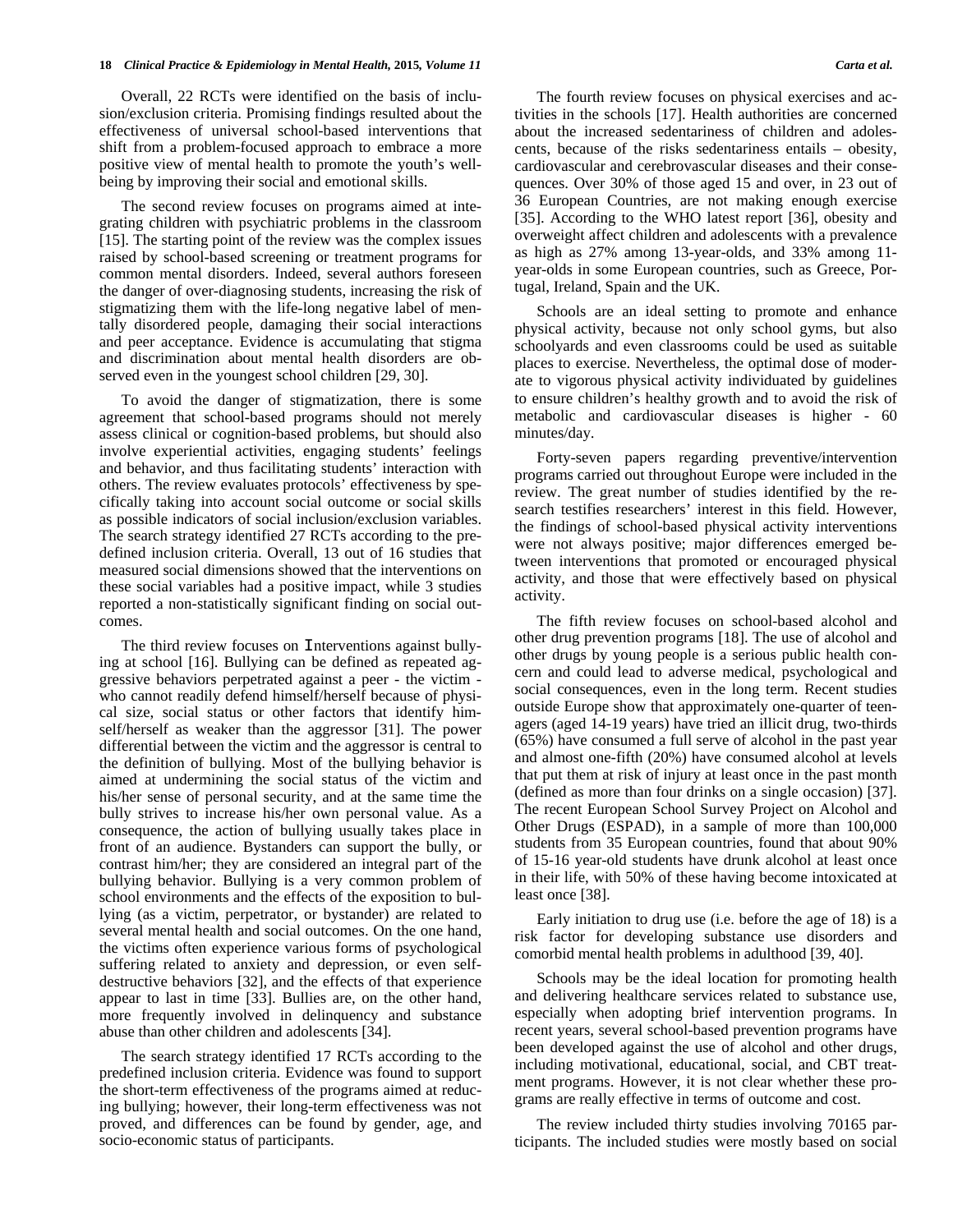Overall, 22 RCTs were identified on the basis of inclusion/exclusion criteria. Promising findings resulted about the effectiveness of universal school-based interventions that shift from a problem-focused approach to embrace a more positive view of mental health to promote the youth's well-being by improving their social and emotional skills.

The second review focuses on programs aimed at integrating children with psychiatric problems in the classroom [15]. The starting point of the review was the complex issues raised by school-based screening or treatment programs for common mental disorders. Indeed, several authors foreseen the danger of over-diagnosing students, increasing the risk of stigmatizing them with the life-long negative label of mentally disordered people, damaging their social interactions and peer acceptance. Evidence is accumulating that stigma and discrimination about mental health disorders are observed even in the youngest school children [29, 30].

To avoid the danger of stigmatization, there is some agreement that school-based programs should not merely assess clinical or cognition-based problems, but should also involve experiential activities, engaging students' feelings and behavior, and thus facilitating students' interaction with others. The review evaluates protocols' effectiveness by specifically taking into account social outcome or social skills as possible indicators of social inclusion/exclusion variables. The search strategy identified 27 RCTs according to the predefined inclusion criteria. Overall, 13 out of 16 studies that measured social dimensions showed that the interventions on these social variables had a positive impact, while 3 studies reported a non-statistically significant finding on social outcomes.

The third review focuses on Interventions against bullying at school [16]. Bullying can be defined as repeated aggressive behaviors perpetrated against a peer - the victim - who cannot readily defend himself/herself because of physical size, social status or other factors that identify himself/herself as weaker than the aggressor [31]. The power differential between the victim and the aggressor is central to the definition of bullying. Most of the bullying behavior is aimed at undermining the social status of the victim and his/her sense of personal security, and at the same time the bully strives to increase his/her own personal value. As a consequence, the action of bullying usually takes place in front of an audience. Bystanders can support the bully, or contrast him/her; they are considered an integral part of the bullying behavior. Bullying is a very common problem of school environments and the effects of the exposition to bullying (as a victim, perpetrator, or bystander) are related to several mental health and social outcomes. On the one hand, the victims often experience various forms of psychological suffering related to anxiety and depression, or even self-destructive behaviors [32], and the effects of that experience appear to last in time [33]. Bullies are, on the other hand, more frequently involved in delinquency and substance abuse than other children and adolescents [34].

The search strategy identified 17 RCTs according to the predefined inclusion criteria. Evidence was found to support the short-term effectiveness of the programs aimed at reducing bullying; however, their long-term effectiveness was not proved, and differences can be found by gender, age, and socio-economic status of participants.

The fourth review focuses on physical exercises and activities in the schools [17]. Health authorities are concerned about the increased sedentariness of children and adolescents, because of the risks sedentariness entails – obesity, cardiovascular and cerebrovascular diseases and their consequences. Over 30% of those aged 15 and over, in 23 out of 36 European Countries, are not making enough exercise [35]. According to the WHO latest report [36], obesity and overweight affect children and adolescents with a prevalence as high as 27% among 13-year-olds, and 33% among 11-year-olds in some European countries, such as Greece, Portugal, Ireland, Spain and the UK.

Schools are an ideal setting to promote and enhance physical activity, because not only school gyms, but also schoolyards and even classrooms could be used as suitable places to exercise. Nevertheless, the optimal dose of moderate to vigorous physical activity individuated by guidelines to ensure children's healthy growth and to avoid the risk of metabolic and cardiovascular diseases is higher - 60 minutes/day.

Forty-seven papers regarding preventive/intervention programs carried out throughout Europe were included in the review. The great number of studies identified by the research testifies researchers' interest in this field. However, the findings of school-based physical activity interventions were not always positive; major differences emerged between interventions that promoted or encouraged physical activity, and those that were effectively based on physical activity.

The fifth review focuses on school-based alcohol and other drug prevention programs [18]. The use of alcohol and other drugs by young people is a serious public health concern and could lead to adverse medical, psychological and social consequences, even in the long term. Recent studies outside Europe show that approximately one-quarter of teenagers (aged 14-19 years) have tried an illicit drug, two-thirds (65%) have consumed a full serve of alcohol in the past year and almost one-fifth (20%) have consumed alcohol at levels that put them at risk of injury at least once in the past month (defined as more than four drinks on a single occasion) [37]. The recent European School Survey Project on Alcohol and Other Drugs (ESPAD), in a sample of more than 100,000 students from 35 European countries, found that about 90% of 15-16 year-old students have drunk alcohol at least once in their life, with 50% of these having become intoxicated at least once [38].

Early initiation to drug use (i.e. before the age of 18) is a risk factor for developing substance use disorders and comorbid mental health problems in adulthood [39, 40].

Schools may be the ideal location for promoting health and delivering healthcare services related to substance use, especially when adopting brief intervention programs. In recent years, several school-based prevention programs have been developed against the use of alcohol and other drugs, including motivational, educational, social, and CBT treatment programs. However, it is not clear whether these programs are really effective in terms of outcome and cost.

The review included thirty studies involving 70165 participants. The included studies were mostly based on social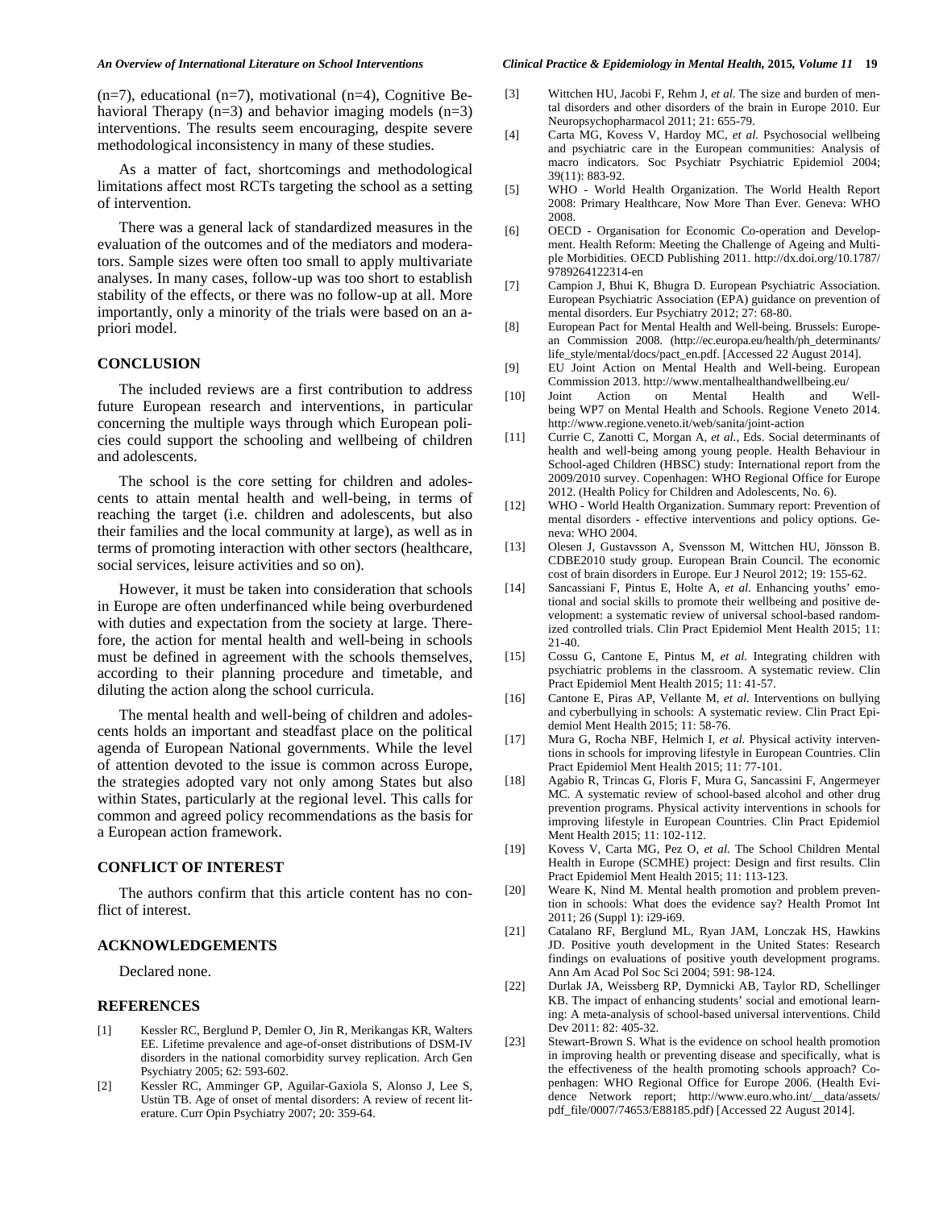(n=7), educational (n=7), motivational (n=4), Cognitive Behavioral Therapy (n=3) and behavior imaging models (n=3) interventions. The results seem encouraging, despite severe methodological inconsistency in many of these studies.

As a matter of fact, shortcomings and methodological limitations affect most RCTs targeting the school as a setting of intervention.

There was a general lack of standardized measures in the evaluation of the outcomes and of the mediators and moderators. Sample sizes were often too small to apply multivariate analyses. In many cases, follow-up was too short to establish stability of the effects, or there was no follow-up at all. More importantly, only a minority of the trials were based on an a-priori model.

## CONCLUSION

The included reviews are a first contribution to address future European research and interventions, in particular concerning the multiple ways through which European policies could support the schooling and wellbeing of children and adolescents.

The school is the core setting for children and adolescents to attain mental health and well-being, in terms of reaching the target (i.e. children and adolescents, but also their families and the local community at large), as well as in terms of promoting interaction with other sectors (healthcare, social services, leisure activities and so on).

However, it must be taken into consideration that schools in Europe are often underfinanced while being overburdened with duties and expectation from the society at large. Therefore, the action for mental health and well-being in schools must be defined in agreement with the schools themselves, according to their planning procedure and timetable, and diluting the action along the school curricula.

The mental health and well-being of children and adolescents holds an important and steadfast place on the political agenda of European National governments. While the level of attention devoted to the issue is common across Europe, the strategies adopted vary not only among States but also within States, particularly at the regional level. This calls for common and agreed policy recommendations as the basis for a European action framework.

## CONFLICT OF INTEREST

The authors confirm that this article content has no conflict of interest.

## ACKNOWLEDGEMENTS

Declared none.

## REFERENCES

[1] Kessler RC, Berglund P, Demler O, Jin R, Merikangas KR, Walters EE. Lifetime prevalence and age-of-onset distributions of DSM-IV disorders in the national comorbidity survey replication. Arch Gen Psychiatry 2005; 62: 593-602.

[2] Kessler RC, Amminger GP, Aguilar-Gaxiola S, Alonso J, Lee S, Ustün TB. Age of onset of mental disorders: A review of recent literature. Curr Opin Psychiatry 2007; 20: 359-64.

[3] Wittchen HU, Jacobi F, Rehm J, *et al.* The size and burden of mental disorders and other disorders of the brain in Europe 2010. Eur Neuropsychopharmacol 2011; 21: 655-79.

[4] Carta MG, Kovess V, Hardoy MC, *et al.* Psychosocial wellbeing and psychiatric care in the European communities: Analysis of macro indicators. Soc Psychiatr Psychiatric Epidemiol 2004; 39(11): 883-92.

[5] WHO - World Health Organization. The World Health Report 2008: Primary Healthcare, Now More Than Ever. Geneva: WHO 2008.

[6] OECD - Organisation for Economic Co-operation and Development. Health Reform: Meeting the Challenge of Ageing and Multiple Morbidities. OECD Publishing 2011. http://dx.doi.org/10.1787/9789264122314-en

[7] Campion J, Bhui K, Bhugra D. European Psychiatric Association. European Psychiatric Association (EPA) guidance on prevention of mental disorders. Eur Psychiatry 2012; 27: 68-80.

[8] European Pact for Mental Health and Well-being. Brussels: European Commission 2008. (http://ec.europa.eu/health/ph_determinants/life_style/mental/docs/pact_en.pdf. [Accessed 22 August 2014].

[9] EU Joint Action on Mental Health and Well-being. European Commission 2013. http://www.mentalhealthandwellbeing.eu/

[10] Joint Action on Mental Health and Well-being WP7 on Mental Health and Schools. Regione Veneto 2014. http://www.regione.veneto.it/web/sanita/joint-action

[11] Currie C, Zanotti C, Morgan A, *et al.*, Eds. Social determinants of health and well-being among young people. Health Behaviour in School-aged Children (HBSC) study: International report from the 2009/2010 survey. Copenhagen: WHO Regional Office for Europe 2012. (Health Policy for Children and Adolescents, No. 6).

[12] WHO - World Health Organization. Summary report: Prevention of mental disorders - effective interventions and policy options. Geneva: WHO 2004.

[13] Olesen J, Gustavsson A, Svensson M, Wittchen HU, Jönsson B. CDBE2010 study group. European Brain Council. The economic cost of brain disorders in Europe. Eur J Neurol 2012; 19: 155-62.

[14] Sancassiani F, Pintus E, Holte A, *et al.* Enhancing youths' emotional and social skills to promote their wellbeing and positive development: a systematic review of universal school-based randomized controlled trials. Clin Pract Epidemiol Ment Health 2015; 11: 21-40.

[15] Cossu G, Cantone E, Pintus M, *et al.* Integrating children with psychiatric problems in the classroom. A systematic review. Clin Pract Epidemiol Ment Health 2015; 11: 41-57.

[16] Cantone E, Piras AP, Vellante M, *et al.* Interventions on bullying and cyberbullying in schools: A systematic review. Clin Pract Epidemiol Ment Health 2015; 11: 58-76.

[17] Mura G, Rocha NBF, Helmich I, *et al.* Physical activity interventions in schools for improving lifestyle in European Countries. Clin Pract Epidemiol Ment Health 2015; 11: 77-101.

[18] Agabio R, Trincas G, Floris F, Mura G, Sancassini F, Angermeyer MC. A systematic review of school-based alcohol and other drug prevention programs. Physical activity interventions in schools for improving lifestyle in European Countries. Clin Pract Epidemiol Ment Health 2015; 11: 102-112.

[19] Kovess V, Carta MG, Pez O, *et al.* The School Children Mental Health in Europe (SCMHE) project: Design and first results. Clin Pract Epidemiol Ment Health 2015; 11: 113-123.

[20] Weare K, Nind M. Mental health promotion and problem prevention in schools: What does the evidence say? Health Promot Int 2011; 26 (Suppl 1): i29-i69.

[21] Catalano RF, Berglund ML, Ryan JAM, Lonczak HS, Hawkins JD. Positive youth development in the United States: Research findings on evaluations of positive youth development programs. Ann Am Acad Pol Soc Sci 2004; 591: 98-124.

[22] Durlak JA, Weissberg RP, Dymnicki AB, Taylor RD, Schellinger KB. The impact of enhancing students' social and emotional learning: A meta-analysis of school-based universal interventions. Child Dev 2011: 82: 405-32.

[23] Stewart-Brown S. What is the evidence on school health promotion in improving health or preventing disease and specifically, what is the effectiveness of the health promoting schools approach? Copenhagen: WHO Regional Office for Europe 2006. (Health Evidence Network report; http://www.euro.who.int/__data/assets/pdf_file/0007/74653/E88185.pdf) [Accessed 22 August 2014].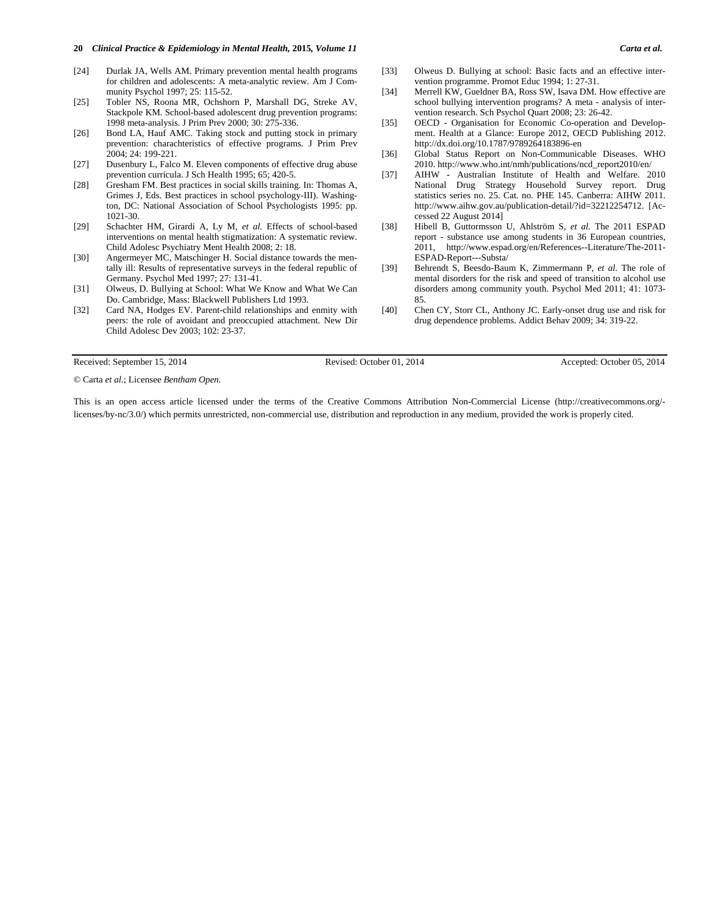[24] Durlak JA, Wells AM. Primary prevention mental health programs for children and adolescents: A meta-analytic review. Am J Community Psychol 1997; 25: 115-52.

[25] Tobler NS, Roona MR, Ochshorn P, Marshall DG, Streke AV, Stackpole KM. School-based adolescent drug prevention programs: 1998 meta-analysis. J Prim Prev 2000; 30: 275-336.

[26] Bond LA, Hauf AMC. Taking stock and putting stock in primary prevention: charachteristics of effective programs. J Prim Prev 2004; 24: 199-221.

[27] Dusenbury L, Falco M. Eleven components of effective drug abuse prevention curricula. J Sch Health 1995; 65; 420-5.

[28] Gresham FM. Best practices in social skills training. In: Thomas A, Grimes J, Eds. Best practices in school psychology-III). Washington, DC: National Association of School Psychologists 1995: pp. 1021-30.

[29] Schachter HM, Girardi A, Ly M, *et al.* Effects of school-based interventions on mental health stigmatization: A systematic review. Child Adolesc Psychiatry Ment Health 2008; 2: 18.

[30] Angermeyer MC, Matschinger H. Social distance towards the mentally ill: Results of representative surveys in the federal republic of Germany. Psychol Med 1997; 27: 131-41.

[31] Olweus, D. Bullying at School: What We Know and What We Can Do. Cambridge, Mass: Blackwell Publishers Ltd 1993.

[32] Card NA, Hodges EV. Parent-child relationships and enmity with peers: the role of avoidant and preoccupied attachment. New Dir Child Adolesc Dev 2003; 102: 23-37.

[33] Olweus D. Bullying at school: Basic facts and an effective intervention programme. Promot Educ 1994; 1: 27-31.

[34] Merrell KW, Gueldner BA, Ross SW, Isava DM. How effective are school bullying intervention programs? A meta - analysis of intervention research. Sch Psychol Quart 2008; 23: 26-42.

[35] OECD - Organisation for Economic Co-operation and Development. Health at a Glance: Europe 2012, OECD Publishing 2012. http://dx.doi.org/10.1787/9789264183896-en

[36] Global Status Report on Non-Communicable Diseases. WHO 2010. http://www.who.int/nmh/publications/ncd_report2010/en/

[37] AIHW - Australian Institute of Health and Welfare. 2010 National Drug Strategy Household Survey report. Drug statistics series no. 25. Cat. no. PHE 145. Canberra: AIHW 2011. http://www.aihw.gov.au/publication-detail/?id=32212254712. [Accessed 22 August 2014]

[38] Hibell B, Guttormsson U, Ahlström S, *et al.* The 2011 ESPAD report - substance use among students in 36 European countries, 2011, http://www.espad.org/en/References--Literature/The-2011-ESPAD-Report---Substa/

[39] Behrendt S, Beesdo-Baum K, Zimmermann P, *et al.* The role of mental disorders for the risk and speed of transition to alcohol use disorders among community youth. Psychol Med 2011; 41: 1073-85.

[40] Chen CY, Storr CL, Anthony JC. Early-onset drug use and risk for drug dependence problems. Addict Behav 2009; 34: 319-22.

---

Received: September 15, 2014 Revised: October 01, 2014 Accepted: October 05, 2014

© Carta *et al.*; Licensee *Bentham Open.*

This is an open access article licensed under the terms of the Creative Commons Attribution Non-Commercial License (http://creativecommons.org/-licenses/by-nc/3.0/) which permits unrestricted, non-commercial use, distribution and reproduction in any medium, provided the work is properly cited.